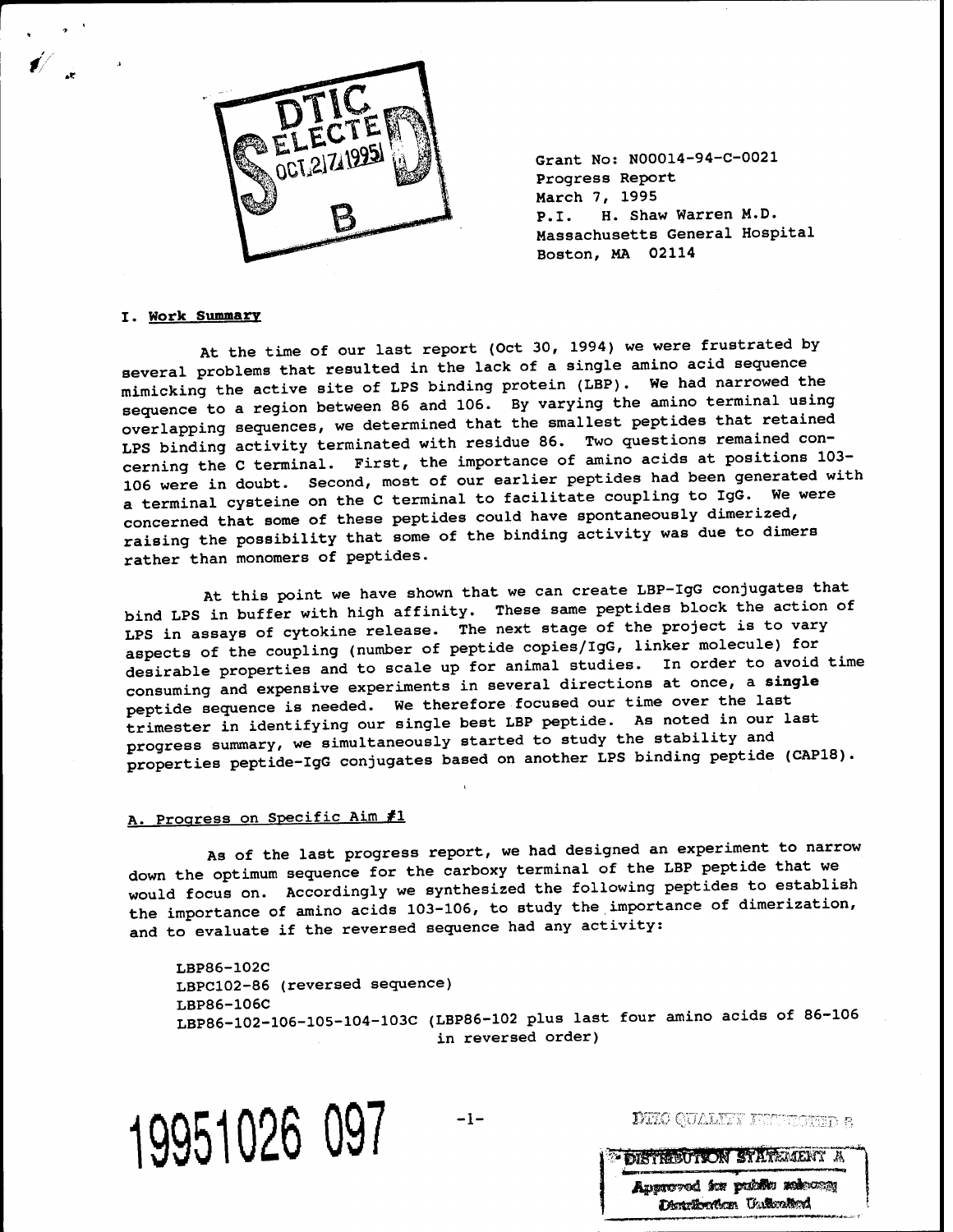Grant No: N00014-94-C-0021
Progress Report
March 7, 1995
P.I. H. Shaw Warren M.D.
Massachusetts General Hospital
Boston, MA 02114

## I. Work Summary

At the time of our last report (Oct 30, 1994) we were frustrated by several problems that resulted in the lack of a single amino acid sequence mimicking the active site of LPS binding protein (LBP). We had narrowed the sequence to a region between 86 and 106. By varying the amino terminal using overlapping sequences, we determined that the smallest peptides that retained LPS binding activity terminated with residue 86. Two questions remained concerning the C terminal. First, the importance of amino acids at positions 103-106 were in doubt. Second, most of our earlier peptides had been generated with a terminal cysteine on the C terminal to facilitate coupling to IgG. We were concerned that some of these peptides could have spontaneously dimerized, raising the possibility that some of the binding activity was due to dimers rather than monomers of peptides.

At this point we have shown that we can create LBP-IgG conjugates that bind LPS in buffer with high affinity. These same peptides block the action of LPS in assays of cytokine release. The next stage of the project is to vary aspects of the coupling (number of peptide copies/IgG, linker molecule) for desirable properties and to scale up for animal studies. In order to avoid time consuming and expensive experiments in several directions at once, a **single** peptide sequence is needed. We therefore focused our time over the last trimester in identifying our single best LBP peptide. As noted in our last progress summary, we simultaneously started to study the stability and properties peptide-IgG conjugates based on another LPS binding peptide (CAP18).

### A. Progress on Specific Aim #1

As of the last progress report, we had designed an experiment to narrow down the optimum sequence for the carboxy terminal of the LBP peptide that we would focus on. Accordingly we synthesized the following peptides to establish the importance of amino acids 103-106, to study the importance of dimerization, and to evaluate if the reversed sequence had any activity:

LBP86-102C
LBPC102-86 (reversed sequence)
LBP86-106C
LBP86-102-106-105-104-103C (LBP86-102 plus last four amino acids of 86-106 in reversed order)

19951026 097

DISTRIBUTION STATEMENT A
Approved for public release;
Distribution Unlimited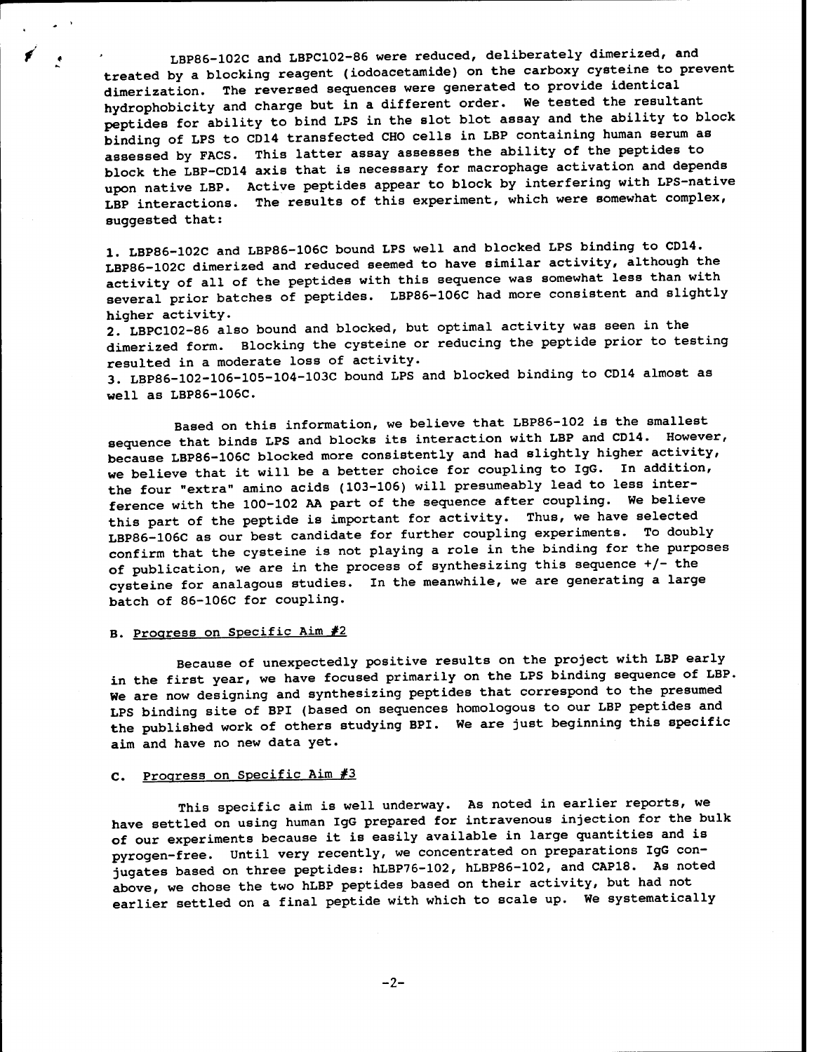LBP86-102C and LBPC102-86 were reduced, deliberately dimerized, and treated by a blocking reagent (iodoacetamide) on the carboxy cysteine to prevent dimerization. The reversed sequences were generated to provide identical hydrophobicity and charge but in a different order. We tested the resultant peptides for ability to bind LPS in the slot blot assay and the ability to block binding of LPS to CD14 transfected CHO cells in LBP containing human serum as assessed by FACS. This latter assay assesses the ability of the peptides to block the LBP-CD14 axis that is necessary for macrophage activation and depends upon native LBP. Active peptides appear to block by interfering with LPS-native LBP interactions. The results of this experiment, which were somewhat complex, suggested that:

1. LBP86-102C and LBP86-106C bound LPS well and blocked LPS binding to CD14. LBP86-102C dimerized and reduced seemed to have similar activity, although the activity of all of the peptides with this sequence was somewhat less than with several prior batches of peptides. LBP86-106C had more consistent and slightly higher activity.
2. LBPC102-86 also bound and blocked, but optimal activity was seen in the dimerized form. Blocking the cysteine or reducing the peptide prior to testing resulted in a moderate loss of activity.
3. LBP86-102-106-105-104-103C bound LPS and blocked binding to CD14 almost as well as LBP86-106C.

Based on this information, we believe that LBP86-102 is the smallest sequence that binds LPS and blocks its interaction with LBP and CD14. However, because LBP86-106C blocked more consistently and had slightly higher activity, we believe that it will be a better choice for coupling to IgG. In addition, the four "extra" amino acids (103-106) will presumeably lead to less interference with the 100-102 AA part of the sequence after coupling. We believe this part of the peptide is important for activity. Thus, we have selected LBP86-106C as our best candidate for further coupling experiments. To doubly confirm that the cysteine is not playing a role in the binding for the purposes of publication, we are in the process of synthesizing this sequence +/- the cysteine for analagous studies. In the meanwhile, we are generating a large batch of 86-106C for coupling.

## B. Progress on Specific Aim #2

Because of unexpectedly positive results on the project with LBP early in the first year, we have focused primarily on the LPS binding sequence of LBP. We are now designing and synthesizing peptides that correspond to the presumed LPS binding site of BPI (based on sequences homologous to our LBP peptides and the published work of others studying BPI. We are just beginning this specific aim and have no new data yet.

## C. Progress on Specific Aim #3

This specific aim is well underway. As noted in earlier reports, we have settled on using human IgG prepared for intravenous injection for the bulk of our experiments because it is easily available in large quantities and is pyrogen-free. Until very recently, we concentrated on preparations IgG conjugates based on three peptides: hLBP76-102, hLBP86-102, and CAP18. As noted above, we chose the two hLBP peptides based on their activity, but had not earlier settled on a final peptide with which to scale up. We systematically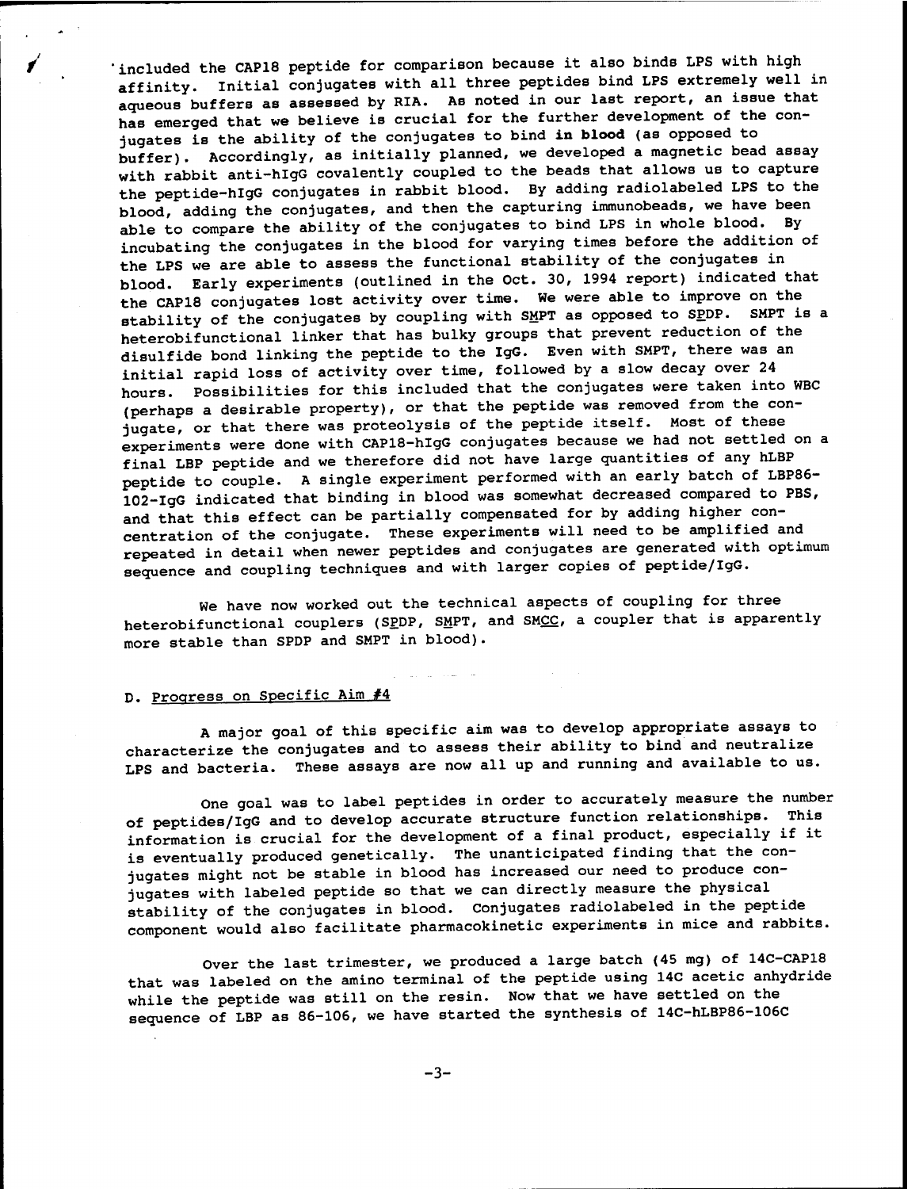included the CAP18 peptide for comparison because it also binds LPS with high affinity. Initial conjugates with all three peptides bind LPS extremely well in aqueous buffers as assessed by RIA. As noted in our last report, an issue that has emerged that we believe is crucial for the further development of the conjugates is the ability of the conjugates to bind **in blood** (as opposed to buffer). Accordingly, as initially planned, we developed a magnetic bead assay with rabbit anti-hIgG covalently coupled to the beads that allows us to capture the peptide-hIgG conjugates in rabbit blood. By adding radiolabeled LPS to the blood, adding the conjugates, and then the capturing immunobeads, we have been able to compare the ability of the conjugates to bind LPS in whole blood. By incubating the conjugates in the blood for varying times before the addition of the LPS we are able to assess the functional stability of the conjugates in blood. Early experiments (outlined in the Oct. 30, 1994 report) indicated that the CAP18 conjugates lost activity over time. We were able to improve on the stability of the conjugates by coupling with SMPT as opposed to SPDP. SMPT is a heterobifunctional linker that has bulky groups that prevent reduction of the disulfide bond linking the peptide to the IgG. Even with SMPT, there was an initial rapid loss of activity over time, followed by a slow decay over 24 hours. Possibilities for this included that the conjugates were taken into WBC (perhaps a desirable property), or that the peptide was removed from the conjugate, or that there was proteolysis of the peptide itself. Most of these experiments were done with CAP18-hIgG conjugates because we had not settled on a final LBP peptide and we therefore did not have large quantities of any hLBP peptide to couple. A single experiment performed with an early batch of LBP86-102-IgG indicated that binding in blood was somewhat decreased compared to PBS, and that this effect can be partially compensated for by adding higher concentration of the conjugate. These experiments will need to be amplified and repeated in detail when newer peptides and conjugates are generated with optimum sequence and coupling techniques and with larger copies of peptide/IgG.

We have now worked out the technical aspects of coupling for three heterobifunctional couplers (SPDP, SMPT, and SMCC, a coupler that is apparently more stable than SPDP and SMPT in blood).

## D. Progress on Specific Aim #4

A major goal of this specific aim was to develop appropriate assays to characterize the conjugates and to assess their ability to bind and neutralize LPS and bacteria. These assays are now all up and running and available to us.

One goal was to label peptides in order to accurately measure the number of peptides/IgG and to develop accurate structure function relationships. This information is crucial for the development of a final product, especially if it is eventually produced genetically. The unanticipated finding that the conjugates might not be stable in blood has increased our need to produce conjugates with labeled peptide so that we can directly measure the physical stability of the conjugates in blood. Conjugates radiolabeled in the peptide component would also facilitate pharmacokinetic experiments in mice and rabbits.

Over the last trimester, we produced a large batch (45 mg) of 14C-CAP18 that was labeled on the amino terminal of the peptide using 14C acetic anhydride while the peptide was still on the resin. Now that we have settled on the sequence of LBP as 86-106, we have started the synthesis of 14C-hLBP86-106C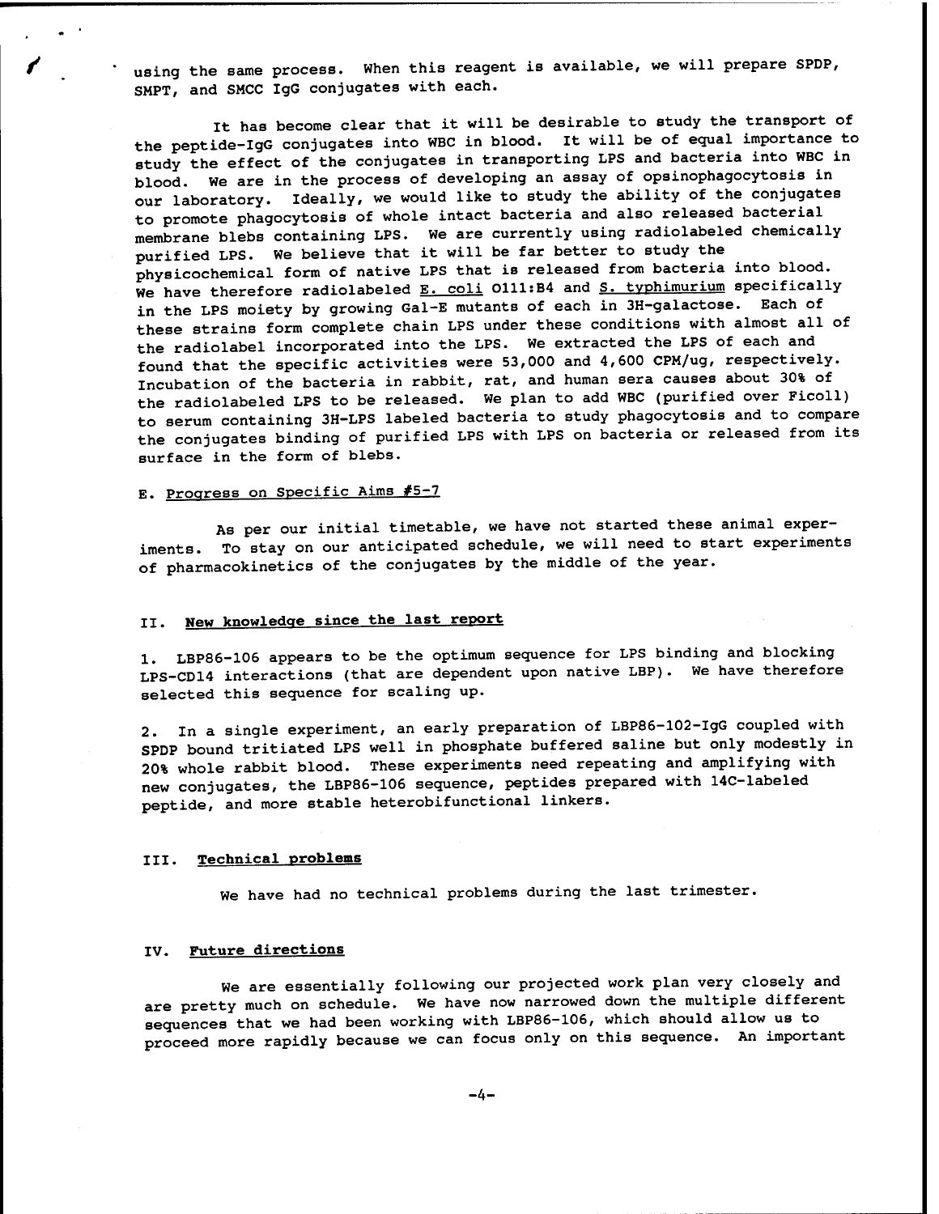using the same process. When this reagent is available, we will prepare SPDP, SMPT, and SMCC IgG conjugates with each.

It has become clear that it will be desirable to study the transport of the peptide-IgG conjugates into WBC in blood. It will be of equal importance to study the effect of the conjugates in transporting LPS and bacteria into WBC in blood. We are in the process of developing an assay of opsinophagocytosis in our laboratory. Ideally, we would like to study the ability of the conjugates to promote phagocytosis of whole intact bacteria and also released bacterial membrane blebs containing LPS. We are currently using radiolabeled chemically purified LPS. We believe that it will be far better to study the physicochemical form of native LPS that is released from bacteria into blood. We have therefore radiolabeled E. coli O111:B4 and S. typhimurium specifically in the LPS moiety by growing Gal-E mutants of each in 3H-galactose. Each of these strains form complete chain LPS under these conditions with almost all of the radiolabel incorporated into the LPS. We extracted the LPS of each and found that the specific activities were 53,000 and 4,600 CPM/ug, respectively. Incubation of the bacteria in rabbit, rat, and human sera causes about 30% of the radiolabeled LPS to be released. We plan to add WBC (purified over Ficoll) to serum containing 3H-LPS labeled bacteria to study phagocytosis and to compare the conjugates binding of purified LPS with LPS on bacteria or released from its surface in the form of blebs.

### E. Progress on Specific Aims #5-7

As per our initial timetable, we have not started these animal experiments. To stay on our anticipated schedule, we will need to start experiments of pharmacokinetics of the conjugates by the middle of the year.

## II. New knowledge since the last report

1. LBP86-106 appears to be the optimum sequence for LPS binding and blocking LPS-CD14 interactions (that are dependent upon native LBP). We have therefore selected this sequence for scaling up.

2. In a single experiment, an early preparation of LBP86-102-IgG coupled with SPDP bound tritiated LPS well in phosphate buffered saline but only modestly in 20% whole rabbit blood. These experiments need repeating and amplifying with new conjugates, the LBP86-106 sequence, peptides prepared with 14C-labeled peptide, and more stable heterobifunctional linkers.

## III. Technical problems

We have had no technical problems during the last trimester.

## IV. Future directions

We are essentially following our projected work plan very closely and are pretty much on schedule. We have now narrowed down the multiple different sequences that we had been working with LBP86-106, which should allow us to proceed more rapidly because we can focus only on this sequence. An important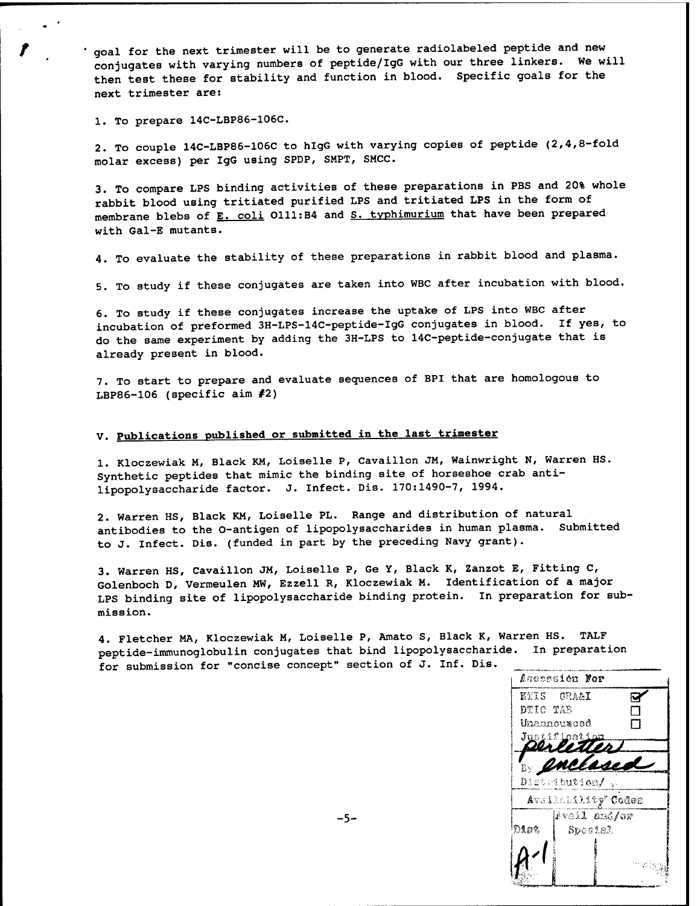goal for the next trimester will be to generate radiolabeled peptide and new conjugates with varying numbers of peptide/IgG with our three linkers. We will then test these for stability and function in blood. Specific goals for the next trimester are:

1. To prepare 14C-LBP86-106C.

2. To couple 14C-LBP86-106C to hIgG with varying copies of peptide (2,4,8-fold molar excess) per IgG using SPDP, SMPT, SMCC.

3. To compare LPS binding activities of these preparations in PBS and 20% whole rabbit blood using tritiated purified LPS and tritiated LPS in the form of membrane blebs of E. coli O111:B4 and S. typhimurium that have been prepared with Gal-E mutants.

4. To evaluate the stability of these preparations in rabbit blood and plasma.

5. To study if these conjugates are taken into WBC after incubation with blood.

6. To study if these conjugates increase the uptake of LPS into WBC after incubation of preformed 3H-LPS-14C-peptide-IgG conjugates in blood. If yes, to do the same experiment by adding the 3H-LPS to 14C-peptide-conjugate that is already present in blood.

7. To start to prepare and evaluate sequences of BPI that are homologous to LBP86-106 (specific aim #2)

## V. Publications published or submitted in the last trimester

1. Kloczewiak M, Black KM, Loiselle P, Cavaillon JM, Wainwright N, Warren HS. Synthetic peptides that mimic the binding site of horseshoe crab anti-lipopolysaccharide factor. J. Infect. Dis. 170:1490-7, 1994.

2. Warren HS, Black KM, Loiselle PL. Range and distribution of natural antibodies to the O-antigen of lipopolysaccharides in human plasma. Submitted to J. Infect. Dis. (funded in part by the preceding Navy grant).

3. Warren HS, Cavaillon JM, Loiselle P, Ge Y, Black K, Zanzot E, Fitting C, Golenboch D, Vermeulen MW, Ezzell R, Kloczewiak M. Identification of a major LPS binding site of lipopolysaccharide binding protein. In preparation for submission.

4. Fletcher MA, Kloczewiak M, Loiselle P, Amato S, Black K, Warren HS. TALF peptide-immunoglobulin conjugates that bind lipopolysaccharide. In preparation for submission for "concise concept" section of J. Inf. Dis.

| Accession For | |
|---|---|
| NTIS GRA&I | ☑ |
| DTIC TAB | ☐ |
| Unannounced | ☐ |
| Justification *per letter* | |
| By *enclosed* | |
| Distribution/ | |
| Availability Codes | |
| Dist | Avail and/or Special |
| *A-1* | |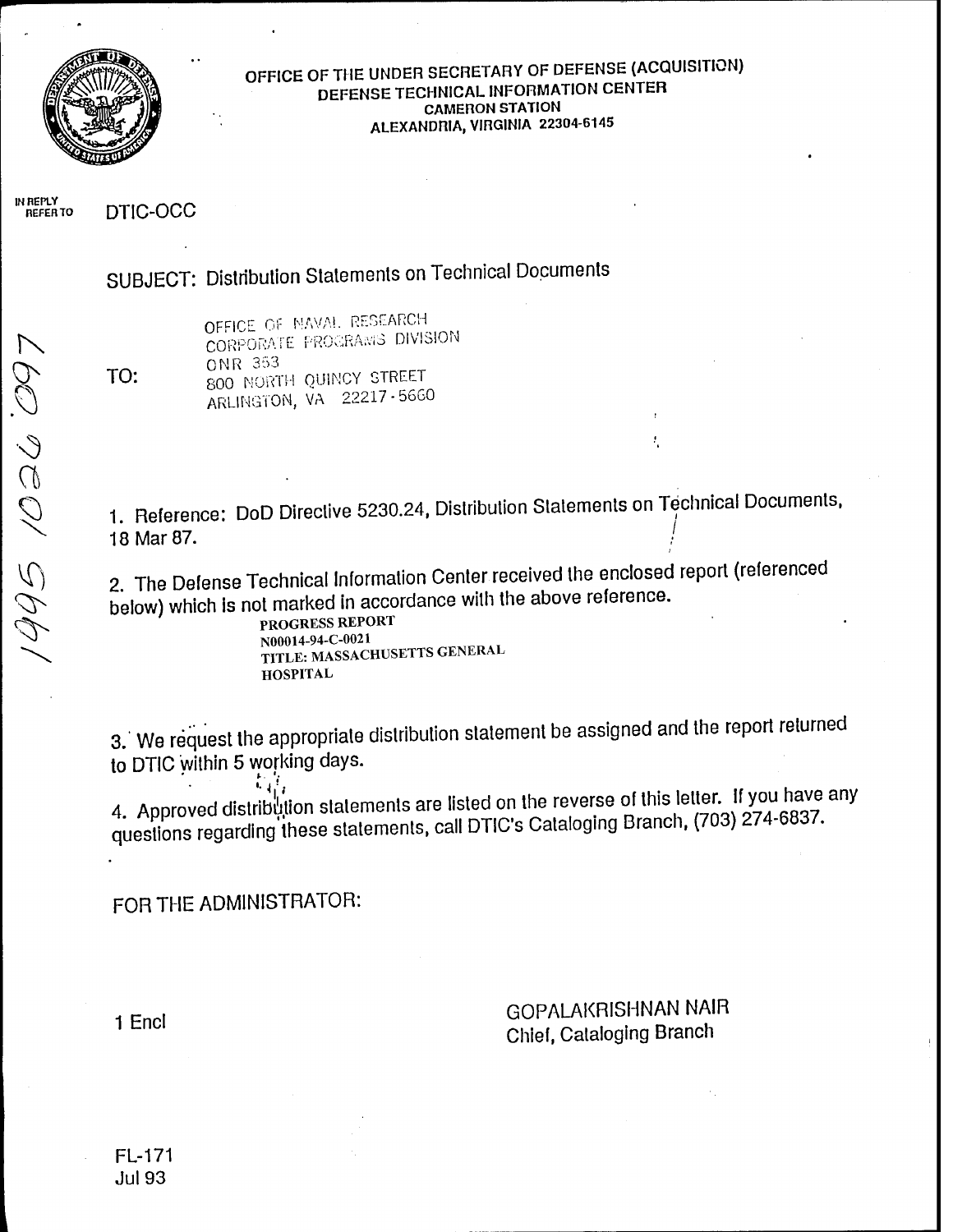OFFICE OF THE UNDER SECRETARY OF DEFENSE (ACQUISITION)
DEFENSE TECHNICAL INFORMATION CENTER
CAMERON STATION
ALEXANDRIA, VIRGINIA 22304-6145

IN REPLY REFER TO DTIC-OCC

SUBJECT: Distribution Statements on Technical Documents

TO: OFFICE OF NAVAL RESEARCH
CORPORATE PROGRAMS DIVISION
ONR 353
800 NORTH QUINCY STREET
ARLINGTON, VA 22217-5660

1995 1026 097

1. Reference: DoD Directive 5230.24, Distribution Statements on Technical Documents, 18 Mar 87.

2. The Defense Technical Information Center received the enclosed report (referenced below) which is not marked in accordance with the above reference.

   PROGRESS REPORT
   N00014-94-C-0021
   TITLE: MASSACHUSETTS GENERAL HOSPITAL

3. We request the appropriate distribution statement be assigned and the report returned to DTIC within 5 working days.

4. Approved distribution statements are listed on the reverse of this letter. If you have any questions regarding these statements, call DTIC's Cataloging Branch, (703) 274-6837.

FOR THE ADMINISTRATOR:

1 Encl

GOPALAKRISHNAN NAIR
Chief, Cataloging Branch

FL-171
Jul 93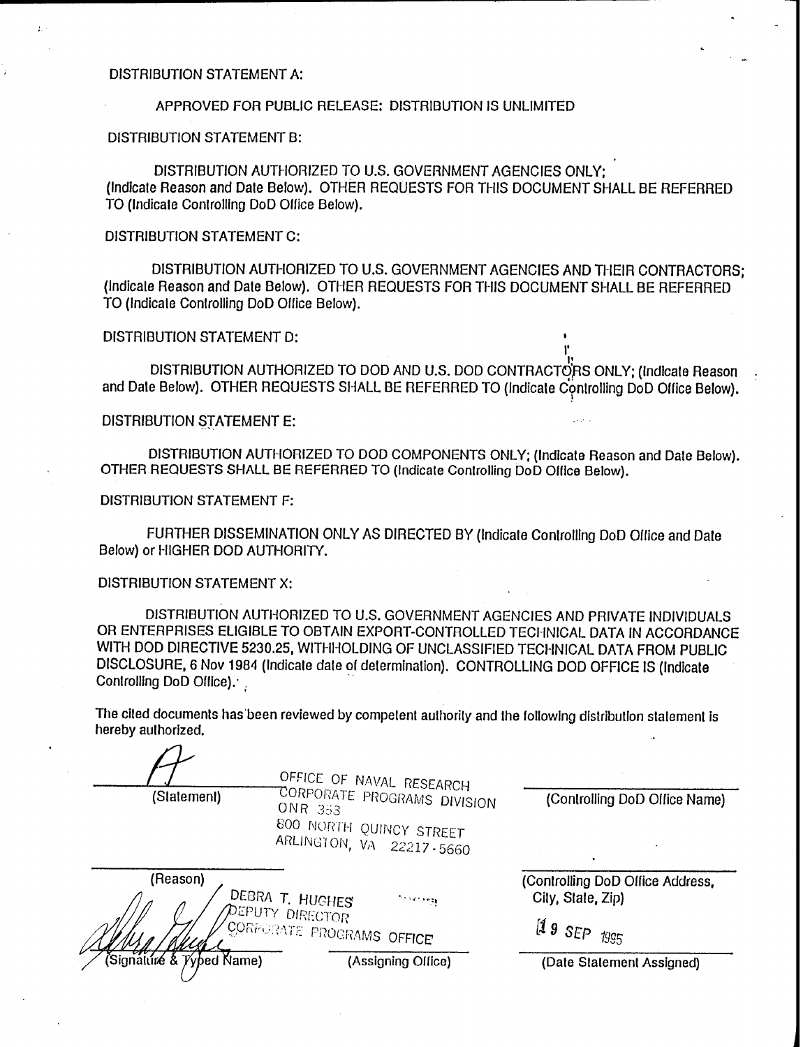DISTRIBUTION STATEMENT A:

APPROVED FOR PUBLIC RELEASE: DISTRIBUTION IS UNLIMITED

DISTRIBUTION STATEMENT B:

DISTRIBUTION AUTHORIZED TO U.S. GOVERNMENT AGENCIES ONLY; (Indicate Reason and Date Below). OTHER REQUESTS FOR THIS DOCUMENT SHALL BE REFERRED TO (Indicate Controlling DoD Office Below).

DISTRIBUTION STATEMENT C:

DISTRIBUTION AUTHORIZED TO U.S. GOVERNMENT AGENCIES AND THEIR CONTRACTORS; (Indicate Reason and Date Below). OTHER REQUESTS FOR THIS DOCUMENT SHALL BE REFERRED TO (Indicate Controlling DoD Office Below).

DISTRIBUTION STATEMENT D:

DISTRIBUTION AUTHORIZED TO DOD AND U.S. DOD CONTRACTORS ONLY; (Indicate Reason and Date Below). OTHER REQUESTS SHALL BE REFERRED TO (Indicate Controlling DoD Office Below).

DISTRIBUTION STATEMENT E:

DISTRIBUTION AUTHORIZED TO DOD COMPONENTS ONLY; (Indicate Reason and Date Below). OTHER REQUESTS SHALL BE REFERRED TO (Indicate Controlling DoD Office Below).

DISTRIBUTION STATEMENT F:

FURTHER DISSEMINATION ONLY AS DIRECTED BY (Indicate Controlling DoD Office and Date Below) or HIGHER DOD AUTHORITY.

DISTRIBUTION STATEMENT X:

DISTRIBUTION AUTHORIZED TO U.S. GOVERNMENT AGENCIES AND PRIVATE INDIVIDUALS OR ENTERPRISES ELIGIBLE TO OBTAIN EXPORT-CONTROLLED TECHNICAL DATA IN ACCORDANCE WITH DOD DIRECTIVE 5230.25, WITHHOLDING OF UNCLASSIFIED TECHNICAL DATA FROM PUBLIC DISCLOSURE, 6 Nov 1984 (Indicate date of determination). CONTROLLING DOD OFFICE IS (Indicate Controlling DoD Office).

The cited documents has been reviewed by competent authority and the following distribution statement is hereby authorized.

A
(Statement)

OFFICE OF NAVAL RESEARCH
CORPORATE PROGRAMS DIVISION
ONR 353
800 NORTH QUINCY STREET
ARLINGTON, VA 22217-5660

(Controlling DoD Office Name)

(Reason)

(Controlling DoD Office Address, City, State, Zip)

DEBRA T. HUGHES
DEPUTY DIRECTOR
CORPORATE PROGRAMS OFFICE

(Signature & Typed Name)

(Assigning Office)

19 SEP 1995

(Date Statement Assigned)